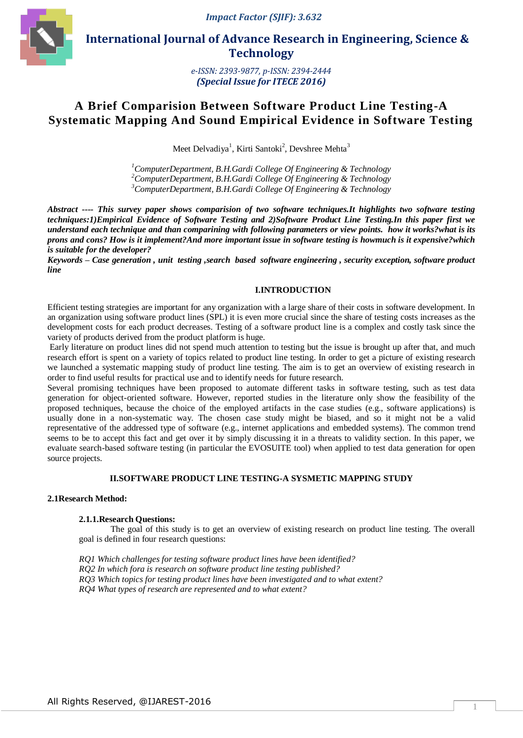# A Brief Comparision Between Software Product Line Testing-A Systematic Mapping And Sound Empirical Evidence in Software Testing

Meet Delvadiya[1], Kirti Santoki[2], Devshree Mehta[3]

[1]*ComputerDepartment, B.H.Gardi College Of Engineering & Technology*
[2]*ComputerDepartment, B.H.Gardi College Of Engineering & Technology*
[3]*ComputerDepartment, B.H.Gardi College Of Engineering & Technology*

***Abstract ---- This survey paper shows comparision of two software techniques.It highlights two software testing techniques:1)Empirical Evidence of Software Testing and 2)Software Product Line Testing.In this paper first we understand each technique and than comparining with following parameters or view points. how it works?what is its prons and cons? How is it implement?And more important issue in software testing is howmuch is it expensive?which is suitable for the developer?***

***Keywords – Case generation , unit testing ,search based software engineering , security exception, software product line***

## I.INTRODUCTION

Efficient testing strategies are important for any organization with a large share of their costs in software development. In an organization using software product lines (SPL) it is even more crucial since the share of testing costs increases as the development costs for each product decreases. Testing of a software product line is a complex and costly task since the variety of products derived from the product platform is huge.

Early literature on product lines did not spend much attention to testing but the issue is brought up after that, and much research effort is spent on a variety of topics related to product line testing. In order to get a picture of existing research we launched a systematic mapping study of product line testing. The aim is to get an overview of existing research in order to find useful results for practical use and to identify needs for future research.

Several promising techniques have been proposed to automate different tasks in software testing, such as test data generation for object-oriented software. However, reported studies in the literature only show the feasibility of the proposed techniques, because the choice of the employed artifacts in the case studies (e.g., software applications) is usually done in a non-systematic way. The chosen case study might be biased, and so it might not be a valid representative of the addressed type of software (e.g., internet applications and embedded systems). The common trend seems to be to accept this fact and get over it by simply discussing it in a threats to validity section. In this paper, we evaluate search-based software testing (in particular the EVOSUITE tool) when applied to test data generation for open source projects.

## II.SOFTWARE PRODUCT LINE TESTING-A SYSMETIC MAPPING STUDY

### 2.1Research Method:

#### 2.1.1.Research Questions:

The goal of this study is to get an overview of existing research on product line testing. The overall goal is defined in four research questions:

*RQ1 Which challenges for testing software product lines have been identified?*
*RQ2 In which fora is research on software product line testing published?*
*RQ3 Which topics for testing product lines have been investigated and to what extent?*
*RQ4 What types of research are represented and to what extent?*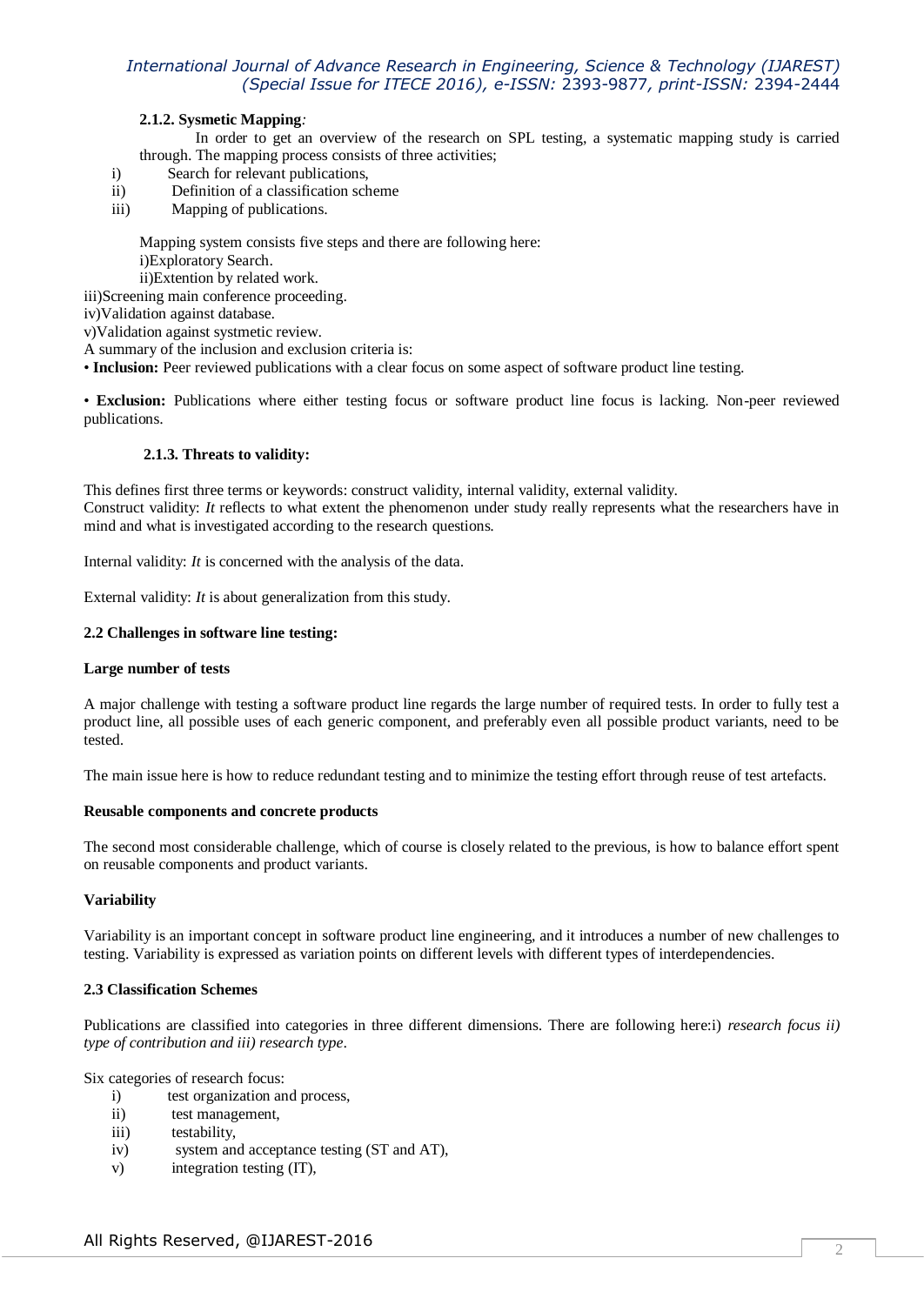#### 2.1.2. Sysmetic Mapping:

In order to get an overview of the research on SPL testing, a systematic mapping study is carried through. The mapping process consists of three activities;

i) Search for relevant publications,
ii) Definition of a classification scheme
iii) Mapping of publications.

Mapping system consists five steps and there are following here:

i)Exploratory Search.
ii)Extention by related work.
iii)Screening main conference proceeding.
iv)Validation against database.
v)Validation against systmetic review.

A summary of the inclusion and exclusion criteria is:

• **Inclusion:** Peer reviewed publications with a clear focus on some aspect of software product line testing.

• **Exclusion:** Publications where either testing focus or software product line focus is lacking. Non-peer reviewed publications.

#### 2.1.3. Threats to validity:

This defines first three terms or keywords: construct validity, internal validity, external validity.
Construct validity: *It* reflects to what extent the phenomenon under study really represents what the researchers have in mind and what is investigated according to the research questions.

Internal validity: *It* is concerned with the analysis of the data.

External validity: *It* is about generalization from this study.

### 2.2 Challenges in software line testing:

**Large number of tests**

A major challenge with testing a software product line regards the large number of required tests. In order to fully test a product line, all possible uses of each generic component, and preferably even all possible product variants, need to be tested.

The main issue here is how to reduce redundant testing and to minimize the testing effort through reuse of test artefacts.

**Reusable components and concrete products**

The second most considerable challenge, which of course is closely related to the previous, is how to balance effort spent on reusable components and product variants.

**Variability**

Variability is an important concept in software product line engineering, and it introduces a number of new challenges to testing. Variability is expressed as variation points on different levels with different types of interdependencies.

### 2.3 Classification Schemes

Publications are classified into categories in three different dimensions. There are following here:i) *research focus ii) type of contribution and iii) research type*.

Six categories of research focus:

i) test organization and process,
ii) test management,
iii) testability,
iv) system and acceptance testing (ST and AT),
v) integration testing (IT),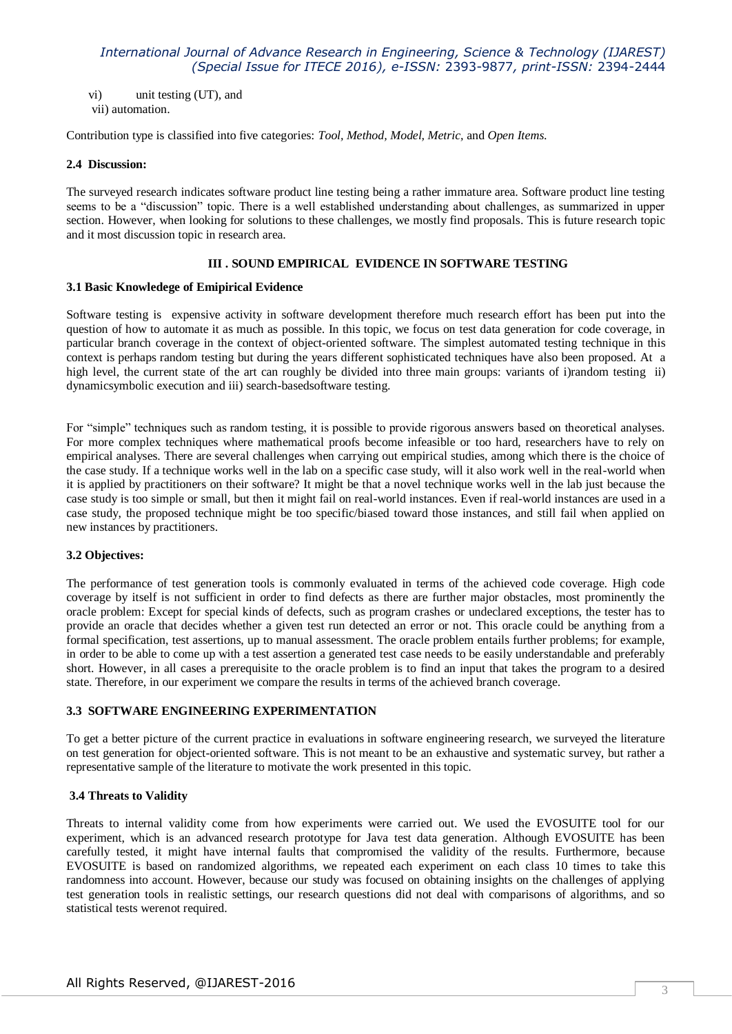vi) unit testing (UT), and

vii) automation.

Contribution type is classified into five categories: *Tool, Method, Model, Metric,* and *Open Items.*

### 2.4 Discussion:

The surveyed research indicates software product line testing being a rather immature area. Software product line testing seems to be a "discussion" topic. There is a well established understanding about challenges, as summarized in upper section. However, when looking for solutions to these challenges, we mostly find proposals. This is future research topic and it most discussion topic in research area.

## III . SOUND EMPIRICAL EVIDENCE IN SOFTWARE TESTING

### 3.1 Basic Knowledege of Emipirical Evidence

Software testing is expensive activity in software development therefore much research effort has been put into the question of how to automate it as much as possible. In this topic, we focus on test data generation for code coverage, in particular branch coverage in the context of object-oriented software. The simplest automated testing technique in this context is perhaps random testing but during the years different sophisticated techniques have also been proposed. At a high level, the current state of the art can roughly be divided into three main groups: variants of i)random testing ii) dynamicsymbolic execution and iii) search-basedsoftware testing.

For "simple" techniques such as random testing, it is possible to provide rigorous answers based on theoretical analyses. For more complex techniques where mathematical proofs become infeasible or too hard, researchers have to rely on empirical analyses. There are several challenges when carrying out empirical studies, among which there is the choice of the case study. If a technique works well in the lab on a specific case study, will it also work well in the real-world when it is applied by practitioners on their software? It might be that a novel technique works well in the lab just because the case study is too simple or small, but then it might fail on real-world instances. Even if real-world instances are used in a case study, the proposed technique might be too specific/biased toward those instances, and still fail when applied on new instances by practitioners.

### 3.2 Objectives:

The performance of test generation tools is commonly evaluated in terms of the achieved code coverage. High code coverage by itself is not sufficient in order to find defects as there are further major obstacles, most prominently the oracle problem: Except for special kinds of defects, such as program crashes or undeclared exceptions, the tester has to provide an oracle that decides whether a given test run detected an error or not. This oracle could be anything from a formal specification, test assertions, up to manual assessment. The oracle problem entails further problems; for example, in order to be able to come up with a test assertion a generated test case needs to be easily understandable and preferably short. However, in all cases a prerequisite to the oracle problem is to find an input that takes the program to a desired state. Therefore, in our experiment we compare the results in terms of the achieved branch coverage.

### 3.3 SOFTWARE ENGINEERING EXPERIMENTATION

To get a better picture of the current practice in evaluations in software engineering research, we surveyed the literature on test generation for object-oriented software. This is not meant to be an exhaustive and systematic survey, but rather a representative sample of the literature to motivate the work presented in this topic.

### 3.4 Threats to Validity

Threats to internal validity come from how experiments were carried out. We used the EVOSUITE tool for our experiment, which is an advanced research prototype for Java test data generation. Although EVOSUITE has been carefully tested, it might have internal faults that compromised the validity of the results. Furthermore, because EVOSUITE is based on randomized algorithms, we repeated each experiment on each class 10 times to take this randomness into account. However, because our study was focused on obtaining insights on the challenges of applying test generation tools in realistic settings, our research questions did not deal with comparisons of algorithms, and so statistical tests werenot required.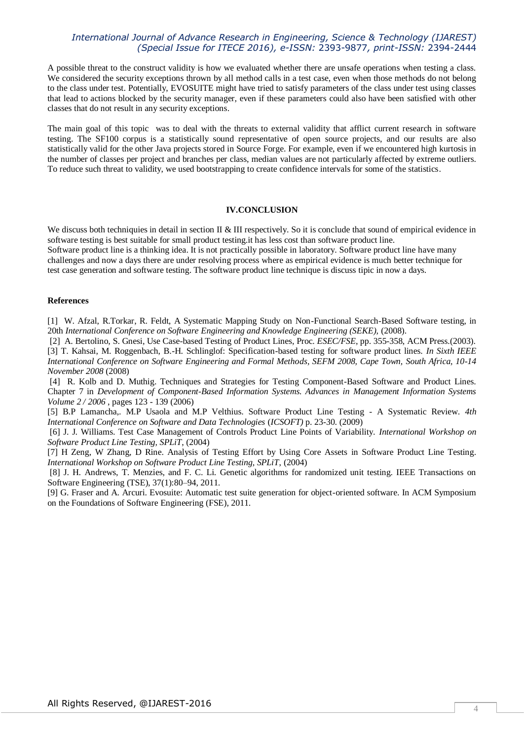A possible threat to the construct validity is how we evaluated whether there are unsafe operations when testing a class. We considered the security exceptions thrown by all method calls in a test case, even when those methods do not belong to the class under test. Potentially, EVOSUITE might have tried to satisfy parameters of the class under test using classes that lead to actions blocked by the security manager, even if these parameters could also have been satisfied with other classes that do not result in any security exceptions.

The main goal of this topic was to deal with the threats to external validity that afflict current research in software testing. The SF100 corpus is a statistically sound representative of open source projects, and our results are also statistically valid for the other Java projects stored in Source Forge. For example, even if we encountered high kurtosis in the number of classes per project and branches per class, median values are not particularly affected by extreme outliers. To reduce such threat to validity, we used bootstrapping to create confidence intervals for some of the statistics.

## IV.CONCLUSION

We discuss both techniquies in detail in section II & III respectively. So it is conclude that sound of empirical evidence in software testing is best suitable for small product testing.it has less cost than software product line.
Software product line is a thinking idea. It is not practically possible in laboratory. Software product line have many challenges and now a days there are under resolving process where as empirical evidence is much better technique for test case generation and software testing. The software product line technique is discuss tipic in now a days.

### References

[1] W. Afzal, R.Torkar, R. Feldt, A Systematic Mapping Study on Non-Functional Search-Based Software testing, in 20th *International Conference on Software Engineering and Knowledge Engineering (SEKE),* (2008).

[2] A. Bertolino, S. Gnesi, Use Case-based Testing of Product Lines, Proc. *ESEC/FSE*, pp. 355-358, ACM Press.(2003).

[3] T. Kahsai, M. Roggenbach, B.-H. Schlinglof: Specification-based testing for software product lines. *In Sixth IEEE International Conference on Software Engineering and Formal Methods, SEFM 2008, Cape Town, South Africa, 10-14 November 2008* (2008)

[4] R. Kolb and D. Muthig. Techniques and Strategies for Testing Component-Based Software and Product Lines. Chapter 7 in *Development of Component-Based Information Systems. Advances in Management Information Systems Volume 2 / 2006* , pages 123 - 139 (2006)

[5] B.P Lamancha,. M.P Usaola and M.P Velthius. Software Product Line Testing - A Systematic Review. *4th International Conference on Software and Data Technologies* (*ICSOFT)* p. 23-30. (2009)

[6] J. J. Williams. Test Case Management of Controls Product Line Points of Variability. *International Workshop on Software Product Line Testing, SPLiT*, (2004)

[7] H Zeng, W Zhang, D Rine. Analysis of Testing Effort by Using Core Assets in Software Product Line Testing. *International Workshop on Software Product Line Testing, SPLiT*, (2004)

[8] J. H. Andrews, T. Menzies, and F. C. Li. Genetic algorithms for randomized unit testing. IEEE Transactions on Software Engineering (TSE), 37(1):80–94, 2011.

[9] G. Fraser and A. Arcuri. Evosuite: Automatic test suite generation for object-oriented software. In ACM Symposium on the Foundations of Software Engineering (FSE), 2011.